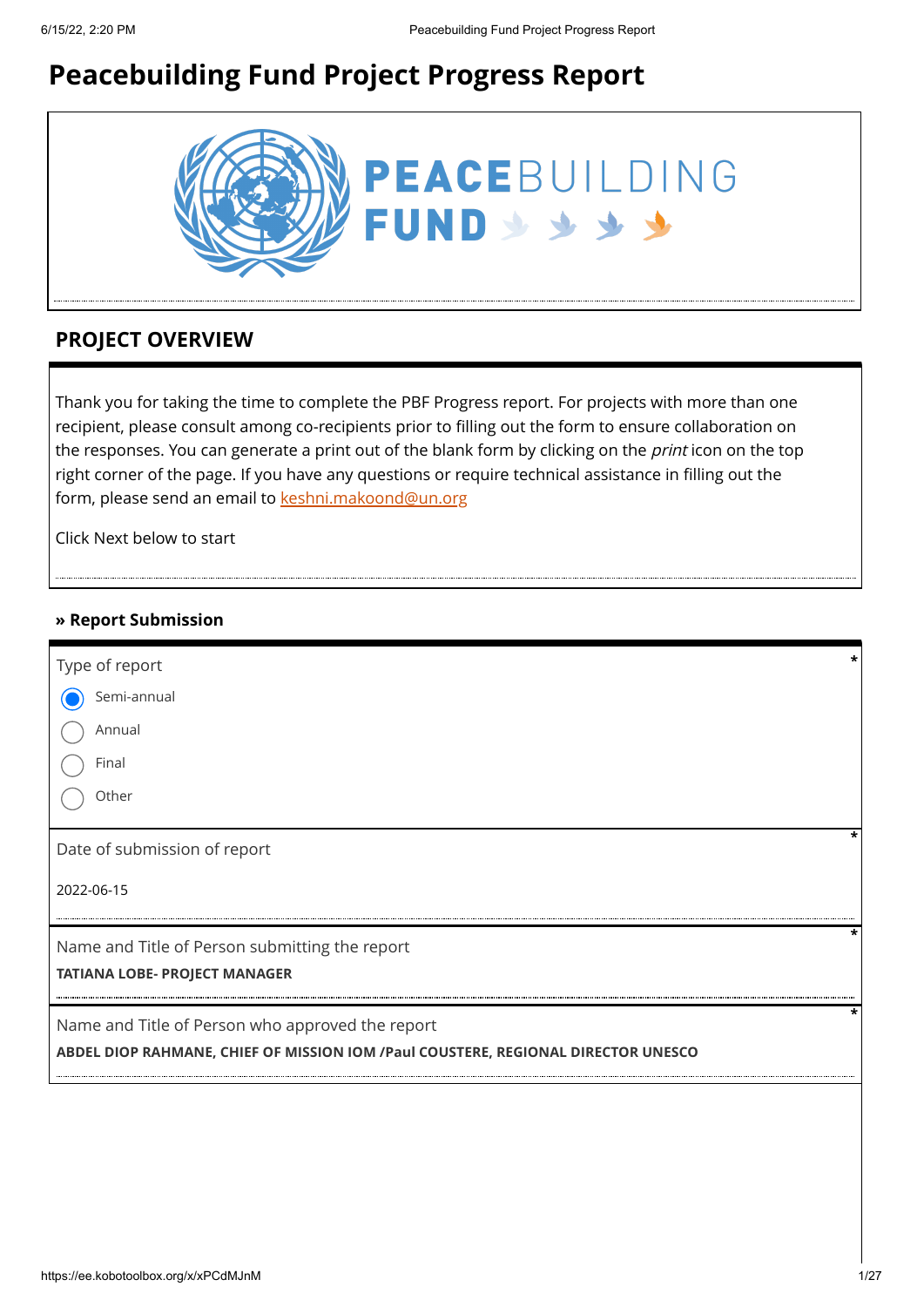# Peacebuilding Fund Project Progress Report

PEACEBUILDING FUND

## PROJECT OVERVIEW

Thank you for taking the time to complete the PBF Progress report. For projects with more than one recipient, please consult among co-recipients prior to filling out the form to ensure collaboration on the responses. You can generate a print out of the blank form by clicking on the *print* icon on the top right corner of the page. If you have any questions or require technical assistance in filling out the form, please send an email to keshni.makoond@un.org

Click Next below to start

### » Report Submission

Type of report *

- (•) Semi-annual
- ( ) Annual
- ( ) Final
- ( ) Other

Date of submission of report *

2022-06-15

Name and Title of Person submitting the report *

**TATIANA LOBE- PROJECT MANAGER**

Name and Title of Person who approved the report *

**ABDEL DIOP RAHMANE, CHIEF OF MISSION IOM /Paul COUSTERE, REGIONAL DIRECTOR UNESCO**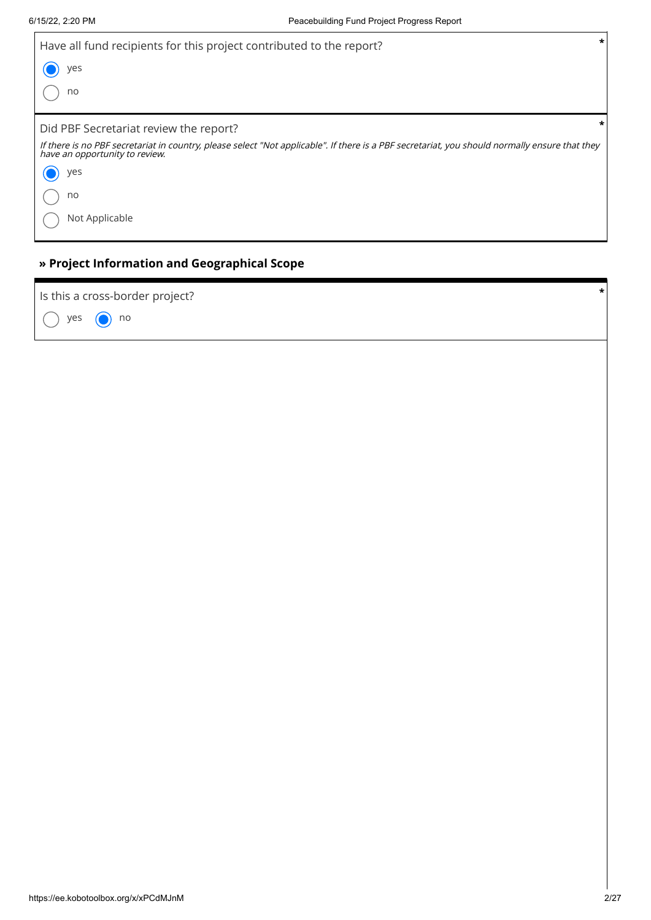Have all fund recipients for this project contributed to the report? *

- (●) yes
- ( ) no

Did PBF Secretariat review the report? *

*If there is no PBF secretariat in country, please select "Not applicable". If there is a PBF secretariat, you should normally ensure that they have an opportunity to review.*

- (●) yes
- ( ) no
- ( ) Not Applicable

## » Project Information and Geographical Scope

Is this a cross-border project? *

- ( ) yes
- (●) no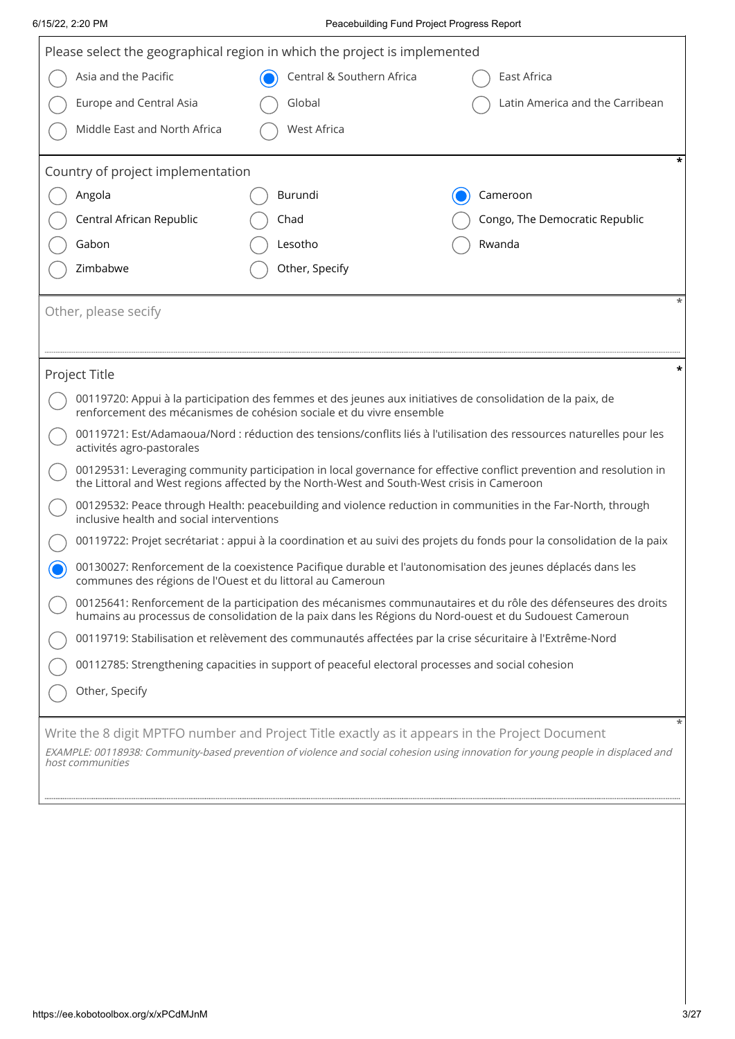Please select the geographical region in which the project is implemented

- ( ) Asia and the Pacific
- (x) Central & Southern Africa
- ( ) East Africa
- ( ) Europe and Central Asia
- ( ) Global
- ( ) Latin America and the Carribean
- ( ) Middle East and North Africa
- ( ) West Africa

Country of project implementation *

- ( ) Angola
- ( ) Burundi
- (x) Cameroon
- ( ) Central African Republic
- ( ) Chad
- ( ) Congo, The Democratic Republic
- ( ) Gabon
- ( ) Lesotho
- ( ) Rwanda
- ( ) Zimbabwe
- ( ) Other, Specify

Other, please secify *

Project Title *

- ( ) 00119720: Appui à la participation des femmes et des jeunes aux initiatives de consolidation de la paix, de renforcement des mécanismes de cohésion sociale et du vivre ensemble
- ( ) 00119721: Est/Adamaoua/Nord : réduction des tensions/conflits liés à l'utilisation des ressources naturelles pour les activités agro-pastorales
- ( ) 00129531: Leveraging community participation in local governance for effective conflict prevention and resolution in the Littoral and West regions affected by the North-West and South-West crisis in Cameroon
- ( ) 00129532: Peace through Health: peacebuilding and violence reduction in communities in the Far-North, through inclusive health and social interventions
- ( ) 00119722: Projet secrétariat : appui à la coordination et au suivi des projets du fonds pour la consolidation de la paix
- (x) 00130027: Renforcement de la coexistence Pacifique durable et l'autonomisation des jeunes déplacés dans les communes des régions de l'Ouest et du littoral au Cameroun
- ( ) 00125641: Renforcement de la participation des mécanismes communautaires et du rôle des défenseures des droits humains au processus de consolidation de la paix dans les Régions du Nord-ouest et du Sudouest Cameroun
- ( ) 00119719: Stabilisation et relèvement des communautés affectées par la crise sécuritaire à l'Extrême-Nord
- ( ) 00112785: Strengthening capacities in support of peaceful electoral processes and social cohesion
- ( ) Other, Specify

Write the 8 digit MPTFO number and Project Title exactly as it appears in the Project Document *

*EXAMPLE: 00118938: Community-based prevention of violence and social cohesion using innovation for young people in displaced and host communities*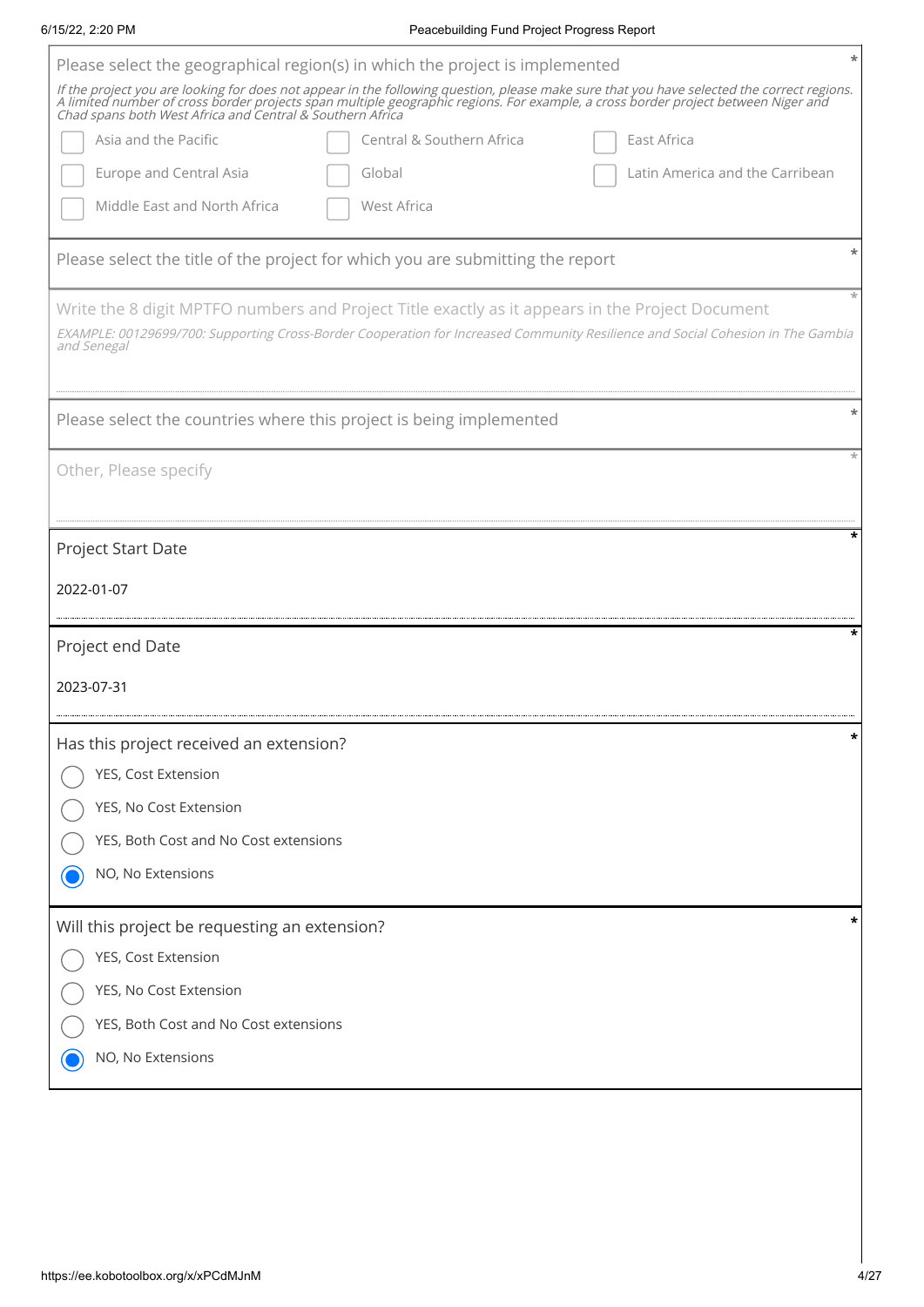Please select the geographical region(s) in which the project is implemented *

*If the project you are looking for does not appear in the following question, please make sure that you have selected the correct regions. A limited number of cross border projects span multiple geographic regions. For example, a cross border project between Niger and Chad spans both West Africa and Central & Southern Africa*

- [ ] Asia and the Pacific
- [ ] Central & Southern Africa
- [ ] East Africa
- [ ] Europe and Central Asia
- [ ] Global
- [ ] Latin America and the Carribean
- [ ] Middle East and North Africa
- [ ] West Africa

Please select the title of the project for which you are submitting the report *

Write the 8 digit MPTFO numbers and Project Title exactly as it appears in the Project Document *

*EXAMPLE: 00129699/700: Supporting Cross-Border Cooperation for Increased Community Resilience and Social Cohesion in The Gambia and Senegal*

Please select the countries where this project is being implemented *

Other, Please specify *

Project Start Date *

2022-01-07

Project end Date *

2023-07-31

Has this project received an extension? *

- ( ) YES, Cost Extension
- ( ) YES, No Cost Extension
- ( ) YES, Both Cost and No Cost extensions
- (x) NO, No Extensions

Will this project be requesting an extension? *

- ( ) YES, Cost Extension
- ( ) YES, No Cost Extension
- ( ) YES, Both Cost and No Cost extensions
- (x) NO, No Extensions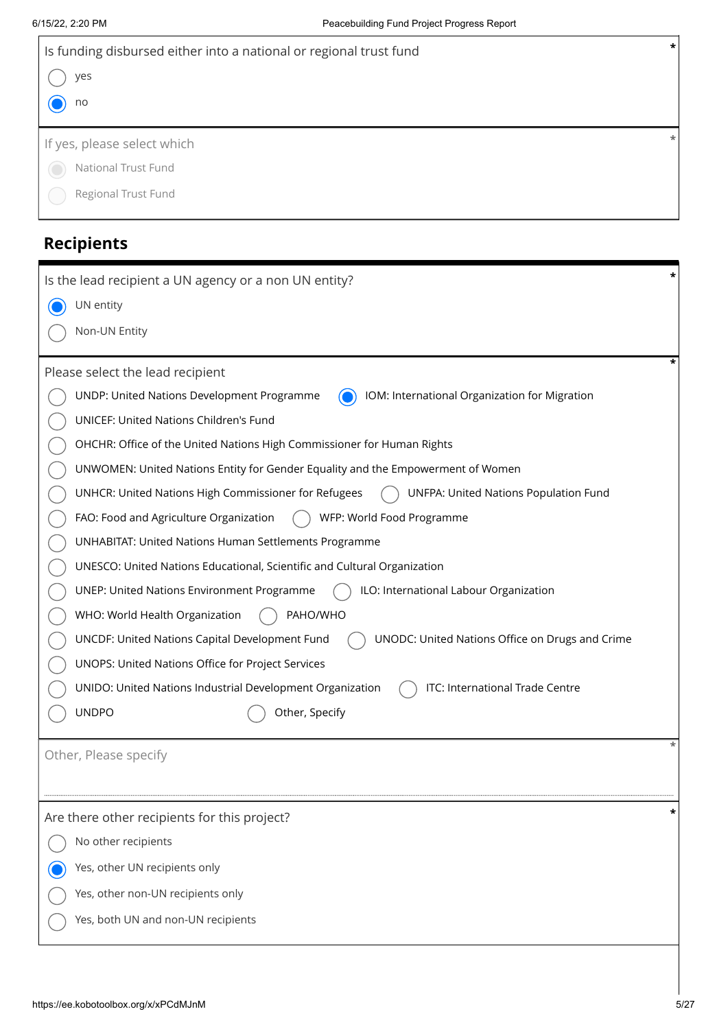Is funding disbursed either into a national or regional trust fund *

- ( ) yes
- (●) no

If yes, please select which *

- ( ) National Trust Fund
- ( ) Regional Trust Fund

## Recipients

Is the lead recipient a UN agency or a non UN entity? *

- (●) UN entity
- ( ) Non-UN Entity

Please select the lead recipient *

- ( ) UNDP: United Nations Development Programme
- (●) IOM: International Organization for Migration
- ( ) UNICEF: United Nations Children's Fund
- ( ) OHCHR: Office of the United Nations High Commissioner for Human Rights
- ( ) UNWOMEN: United Nations Entity for Gender Equality and the Empowerment of Women
- ( ) UNHCR: United Nations High Commissioner for Refugees
- ( ) UNFPA: United Nations Population Fund
- ( ) FAO: Food and Agriculture Organization
- ( ) WFP: World Food Programme
- ( ) UNHABITAT: United Nations Human Settlements Programme
- ( ) UNESCO: United Nations Educational, Scientific and Cultural Organization
- ( ) UNEP: United Nations Environment Programme
- ( ) ILO: International Labour Organization
- ( ) WHO: World Health Organization
- ( ) PAHO/WHO
- ( ) UNCDF: United Nations Capital Development Fund
- ( ) UNODC: United Nations Office on Drugs and Crime
- ( ) UNOPS: United Nations Office for Project Services
- ( ) UNIDO: United Nations Industrial Development Organization
- ( ) ITC: International Trade Centre
- ( ) UNDPO
- ( ) Other, Specify

Other, Please specify *

Are there other recipients for this project? *

- ( ) No other recipients
- (●) Yes, other UN recipients only
- ( ) Yes, other non-UN recipients only
- ( ) Yes, both UN and non-UN recipients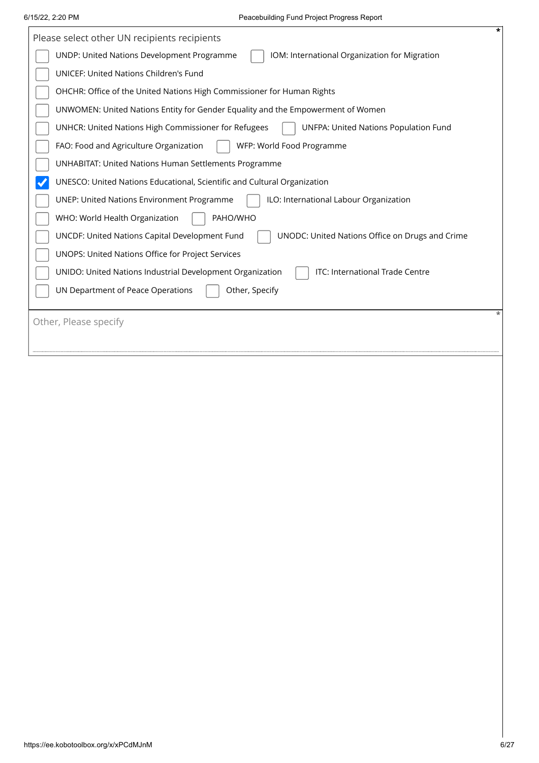Please select other UN recipients recipients *

- [ ] UNDP: United Nations Development Programme
- [ ] IOM: International Organization for Migration
- [ ] UNICEF: United Nations Children's Fund
- [ ] OHCHR: Office of the United Nations High Commissioner for Human Rights
- [ ] UNWOMEN: United Nations Entity for Gender Equality and the Empowerment of Women
- [ ] UNHCR: United Nations High Commissioner for Refugees
- [ ] UNFPA: United Nations Population Fund
- [ ] FAO: Food and Agriculture Organization
- [ ] WFP: World Food Programme
- [ ] UNHABITAT: United Nations Human Settlements Programme
- [x] UNESCO: United Nations Educational, Scientific and Cultural Organization
- [ ] UNEP: United Nations Environment Programme
- [ ] ILO: International Labour Organization
- [ ] WHO: World Health Organization
- [ ] PAHO/WHO
- [ ] UNCDF: United Nations Capital Development Fund
- [ ] UNODC: United Nations Office on Drugs and Crime
- [ ] UNOPS: United Nations Office for Project Services
- [ ] UNIDO: United Nations Industrial Development Organization
- [ ] ITC: International Trade Centre
- [ ] UN Department of Peace Operations
- [ ] Other, Specify

Other, Please specify *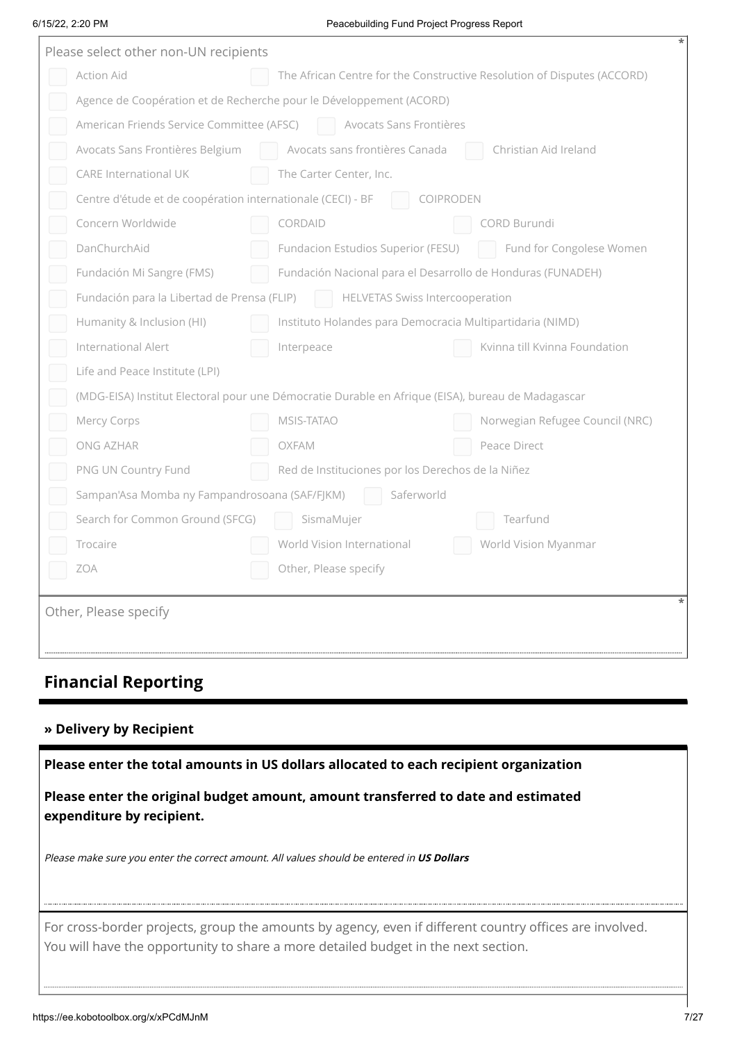Please select other non-UN recipients *

- [ ] Action Aid
- [ ] The African Centre for the Constructive Resolution of Disputes (ACCORD)
- [ ] Agence de Coopération et de Recherche pour le Développement (ACORD)
- [ ] American Friends Service Committee (AFSC)
- [ ] Avocats Sans Frontières
- [ ] Avocats Sans Frontières Belgium
- [ ] Avocats sans frontières Canada
- [ ] Christian Aid Ireland
- [ ] CARE International UK
- [ ] The Carter Center, Inc.
- [ ] Centre d'étude et de coopération internationale (CECI) - BF
- [ ] COIPRODEN
- [ ] Concern Worldwide
- [ ] CORDAID
- [ ] CORD Burundi
- [ ] DanChurchAid
- [ ] Fundacion Estudios Superior (FESU)
- [ ] Fund for Congolese Women
- [ ] Fundación Mi Sangre (FMS)
- [ ] Fundación Nacional para el Desarrollo de Honduras (FUNADEH)
- [ ] Fundación para la Libertad de Prensa (FLIP)
- [ ] HELVETAS Swiss Intercooperation
- [ ] Humanity & Inclusion (HI)
- [ ] Instituto Holandes para Democracia Multipartidaria (NIMD)
- [ ] International Alert
- [ ] Interpeace
- [ ] Kvinna till Kvinna Foundation
- [ ] Life and Peace Institute (LPI)
- [ ] (MDG-EISA) Institut Electoral pour une Démocratie Durable en Afrique (EISA), bureau de Madagascar
- [ ] Mercy Corps
- [ ] MSIS-TATAO
- [ ] Norwegian Refugee Council (NRC)
- [ ] ONG AZHAR
- [ ] OXFAM
- [ ] Peace Direct
- [ ] PNG UN Country Fund
- [ ] Red de Instituciones por los Derechos de la Niñez
- [ ] Sampan'Asa Momba ny Fampandrosoana (SAF/FJKM)
- [ ] Saferworld
- [ ] Search for Common Ground (SFCG)
- [ ] SismaMujer
- [ ] Tearfund
- [ ] Trocaire
- [ ] World Vision International
- [ ] World Vision Myanmar
- [ ] ZOA
- [ ] Other, Please specify

Other, Please specify *

## Financial Reporting

### » Delivery by Recipient

**Please enter the total amounts in US dollars allocated to each recipient organization**

**Please enter the original budget amount, amount transferred to date and estimated expenditure by recipient.**

*Please make sure you enter the correct amount. All values should be entered in **US Dollars***

For cross-border projects, group the amounts by agency, even if different country offices are involved. You will have the opportunity to share a more detailed budget in the next section.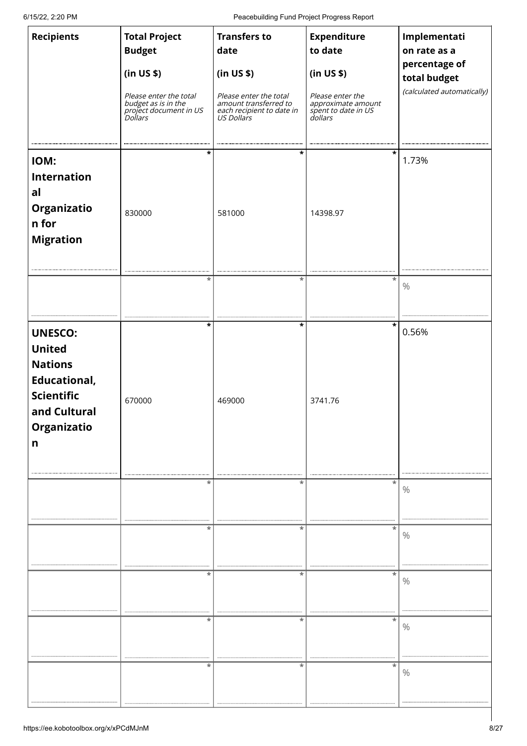| Recipients | Total Project Budget (in US $) *Please enter the total budget as is in the project document in US Dollars* | Transfers to date (in US $) *Please enter the total amount transferred to each recipient to date in US Dollars* | Expenditure to date (in US $) *Please enter the approximate amount spent to date in US dollars* | Implementation rate as a percentage of total budget *(calculated automatically)* |
|---|---|---|---|---|
| **IOM: International Organization for Migration** | 830000 | 581000 | 14398.97 | 1.73% |
| | | | | % |
| **UNESCO: United Nations Educational, Scientific and Cultural Organization** | 670000 | 469000 | 3741.76 | 0.56% |
| | | | | % |
| | | | | % |
| | | | | % |
| | | | | % |
| | | | | % |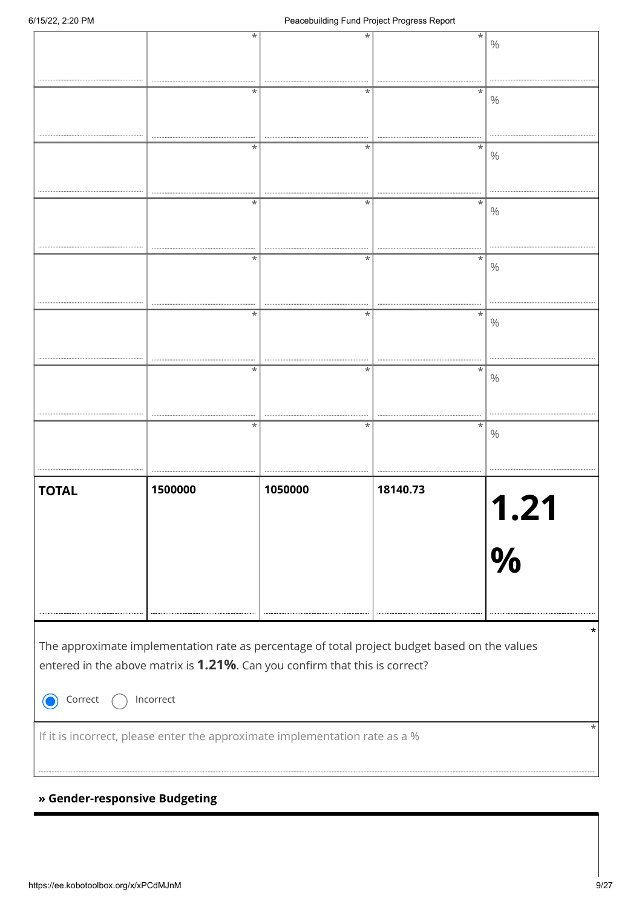| | | | | |
|---|---|---|---|---|
| | * | * | * | % |
| | * | * | * | % |
| | * | * | * | % |
| | * | * | * | % |
| | * | * | * | % |
| | * | * | * | % |
| | * | * | * | % |
| | * | * | * | % |
| **TOTAL** | **1500000** | **1050000** | **18140.73** | **1.21 %** |

The approximate implementation rate as percentage of total project budget based on the values entered in the above matrix is **1.21%**. Can you confirm that this is correct? *

(●) Correct ( ) Incorrect

If it is incorrect, please enter the approximate implementation rate as a % *

## » Gender-responsive Budgeting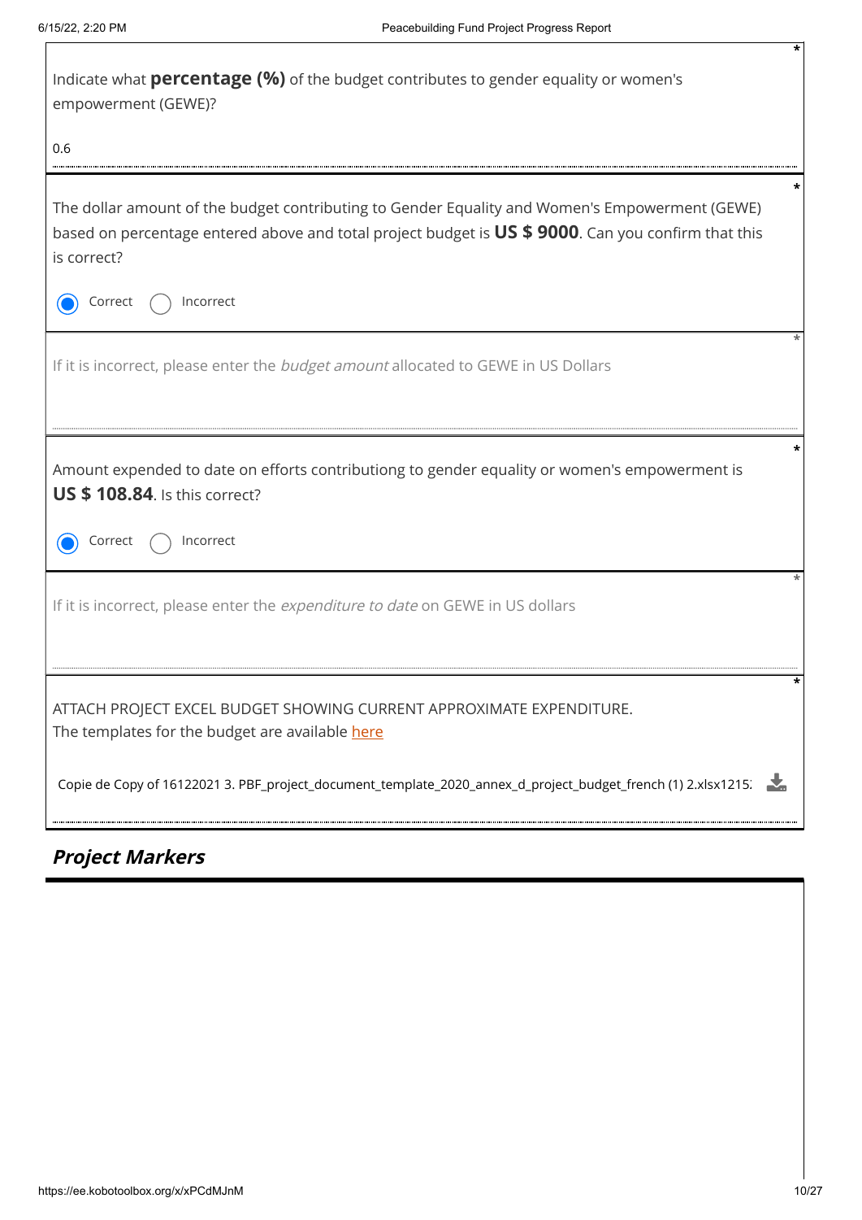Indicate what **percentage (%)** of the budget contributes to gender equality or women's empowerment (GEWE)? *

0.6

The dollar amount of the budget contributing to Gender Equality and Women's Empowerment (GEWE) based on percentage entered above and total project budget is **US $ 9000**. Can you confirm that this is correct? *

- [x] Correct
- [ ] Incorrect

If it is incorrect, please enter the *budget amount* allocated to GEWE in US Dollars *

Amount expended to date on efforts contributiong to gender equality or women's empowerment is **US $ 108.84**. Is this correct? *

- [x] Correct
- [ ] Incorrect

If it is incorrect, please enter the *expenditure to date* on GEWE in US dollars *

ATTACH PROJECT EXCEL BUDGET SHOWING CURRENT APPROXIMATE EXPENDITURE. *
The templates for the budget are available here

Copie de Copy of 16122021 3. PBF_project_document_template_2020_annex_d_project_budget_french (1) 2.xlsx1215:

## ***Project Markers***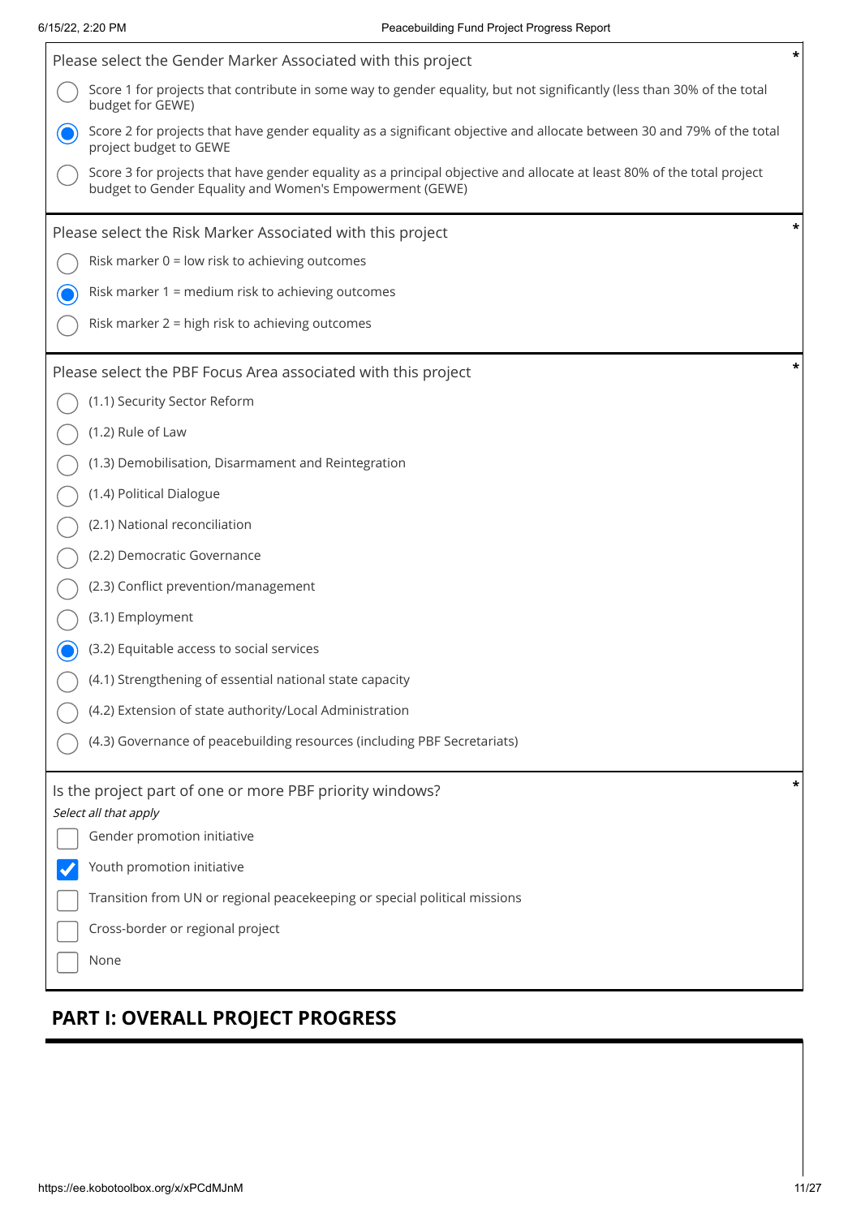Please select the Gender Marker Associated with this project *

- [ ] Score 1 for projects that contribute in some way to gender equality, but not significantly (less than 30% of the total budget for GEWE)
- [x] Score 2 for projects that have gender equality as a significant objective and allocate between 30 and 79% of the total project budget to GEWE
- [ ] Score 3 for projects that have gender equality as a principal objective and allocate at least 80% of the total project budget to Gender Equality and Women's Empowerment (GEWE)

Please select the Risk Marker Associated with this project *

- [ ] Risk marker 0 = low risk to achieving outcomes
- [x] Risk marker 1 = medium risk to achieving outcomes
- [ ] Risk marker 2 = high risk to achieving outcomes

Please select the PBF Focus Area associated with this project *

- [ ] (1.1) Security Sector Reform
- [ ] (1.2) Rule of Law
- [ ] (1.3) Demobilisation, Disarmament and Reintegration
- [ ] (1.4) Political Dialogue
- [ ] (2.1) National reconciliation
- [ ] (2.2) Democratic Governance
- [ ] (2.3) Conflict prevention/management
- [ ] (3.1) Employment
- [x] (3.2) Equitable access to social services
- [ ] (4.1) Strengthening of essential national state capacity
- [ ] (4.2) Extension of state authority/Local Administration
- [ ] (4.3) Governance of peacebuilding resources (including PBF Secretariats)

Is the project part of one or more PBF priority windows? *

*Select all that apply*

- [ ] Gender promotion initiative
- [x] Youth promotion initiative
- [ ] Transition from UN or regional peacekeeping or special political missions
- [ ] Cross-border or regional project
- [ ] None

## PART I: OVERALL PROJECT PROGRESS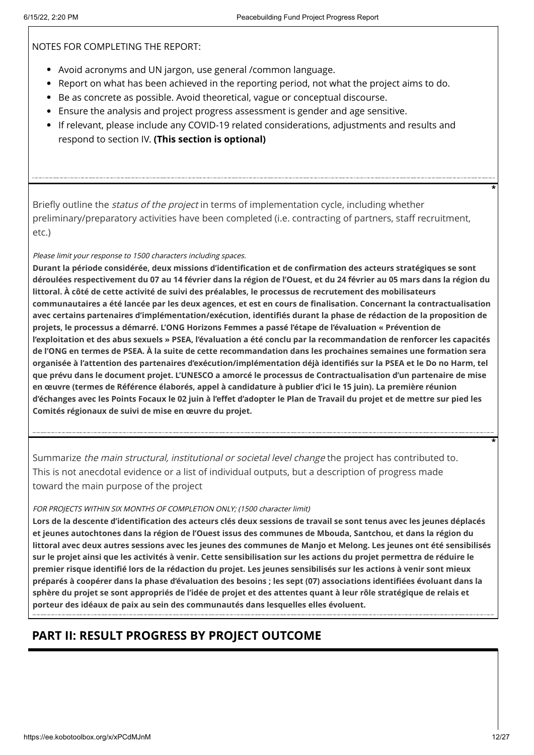NOTES FOR COMPLETING THE REPORT:

- Avoid acronyms and UN jargon, use general /common language.
- Report on what has been achieved in the reporting period, not what the project aims to do.
- Be as concrete as possible. Avoid theoretical, vague or conceptual discourse.
- Ensure the analysis and project progress assessment is gender and age sensitive.
- If relevant, please include any COVID-19 related considerations, adjustments and results and respond to section IV. **(This section is optional)**

---

Briefly outline the *status of the project* in terms of implementation cycle, including whether preliminary/preparatory activities have been completed (i.e. contracting of partners, staff recruitment, etc.) *

*Please limit your response to 1500 characters including spaces.*

**Durant la période considérée, deux missions d'identification et de confirmation des acteurs stratégiques se sont déroulées respectivement du 07 au 14 février dans la région de l'Ouest, et du 24 février au 05 mars dans la région du littoral. À côté de cette activité de suivi des préalables, le processus de recrutement des mobilisateurs communautaires a été lancée par les deux agences, et est en cours de finalisation. Concernant la contractualisation avec certains partenaires d'implémentation/exécution, identifiés durant la phase de rédaction de la proposition de projets, le processus a démarré. L'ONG Horizons Femmes a passé l'étape de l'évaluation « Prévention de l'exploitation et des abus sexuels » PSEA, l'évaluation a été conclu par la recommandation de renforcer les capacités de l'ONG en termes de PSEA. À la suite de cette recommandation dans les prochaines semaines une formation sera organisée à l'attention des partenaires d'exécution/implémentation déjà identifiés sur la PSEA et le Do no Harm, tel que prévu dans le document projet. L'UNESCO a amorcé le processus de Contractualisation d'un partenaire de mise en œuvre (termes de Référence élaborés, appel à candidature à publier d'ici le 15 juin). La première réunion d'échanges avec les Points Focaux le 02 juin à l'effet d'adopter le Plan de Travail du projet et de mettre sur pied les Comités régionaux de suivi de mise en œuvre du projet.**

---

Summarize *the main structural, institutional or societal level change* the project has contributed to. This is not anecdotal evidence or a list of individual outputs, but a description of progress made toward the main purpose of the project *

*FOR PROJECTS WITHIN SIX MONTHS OF COMPLETION ONLY; (1500 character limit)*

**Lors de la descente d'identification des acteurs clés deux sessions de travail se sont tenus avec les jeunes déplacés et jeunes autochtones dans la région de l'Ouest issus des communes de Mbouda, Santchou, et dans la région du littoral avec deux autres sessions avec les jeunes des communes de Manjo et Melong. Les jeunes ont été sensibilisés sur le projet ainsi que les activités à venir. Cette sensibilisation sur les actions du projet permettra de réduire le premier risque identifié lors de la rédaction du projet. Les jeunes sensibilisés sur les actions à venir sont mieux préparés à coopérer dans la phase d'évaluation des besoins ; les sept (07) associations identifiées évoluant dans la sphère du projet se sont appropriés de l'idée de projet et des attentes quant à leur rôle stratégique de relais et porteur des idéaux de paix au sein des communautés dans lesquelles elles évoluent.**

## PART II: RESULT PROGRESS BY PROJECT OUTCOME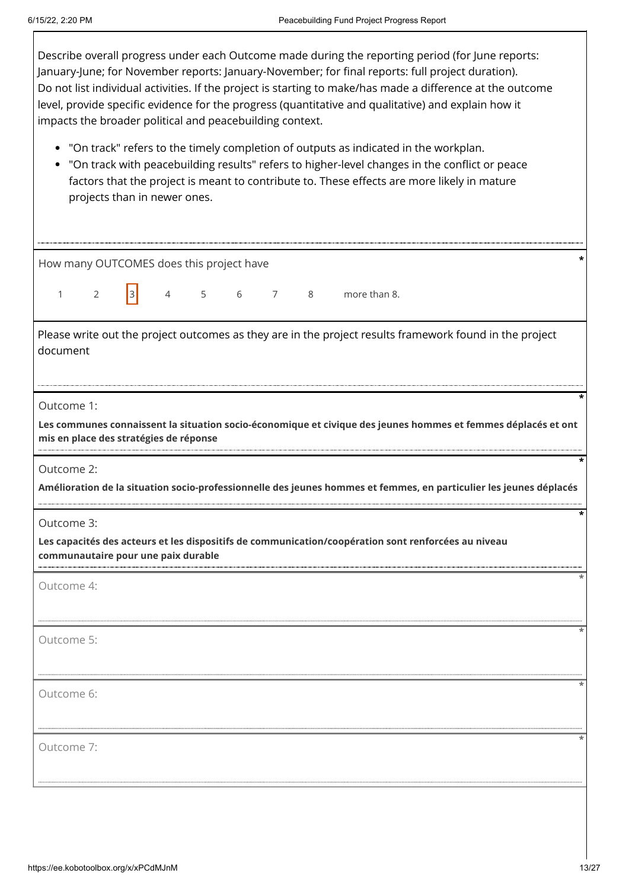Describe overall progress under each Outcome made during the reporting period (for June reports: January-June; for November reports: January-November; for final reports: full project duration). Do not list individual activities. If the project is starting to make/has made a difference at the outcome level, provide specific evidence for the progress (quantitative and qualitative) and explain how it impacts the broader political and peacebuilding context.

- "On track" refers to the timely completion of outputs as indicated in the workplan.
- "On track with peacebuilding results" refers to higher-level changes in the conflict or peace factors that the project is meant to contribute to. These effects are more likely in mature projects than in newer ones.

How many OUTCOMES does this project have *

1 2 [3] 4 5 6 7 8 more than 8.

Please write out the project outcomes as they are in the project results framework found in the project document

Outcome 1: *

**Les communes connaissent la situation socio-économique et civique des jeunes hommes et femmes déplacés et ont mis en place des stratégies de réponse**

Outcome 2: *

**Amélioration de la situation socio-professionnelle des jeunes hommes et femmes, en particulier les jeunes déplacés**

Outcome 3: *

**Les capacités des acteurs et les dispositifs de communication/coopération sont renforcées au niveau communautaire pour une paix durable**

Outcome 4: *

Outcome 5: *

Outcome 6: *

Outcome 7: *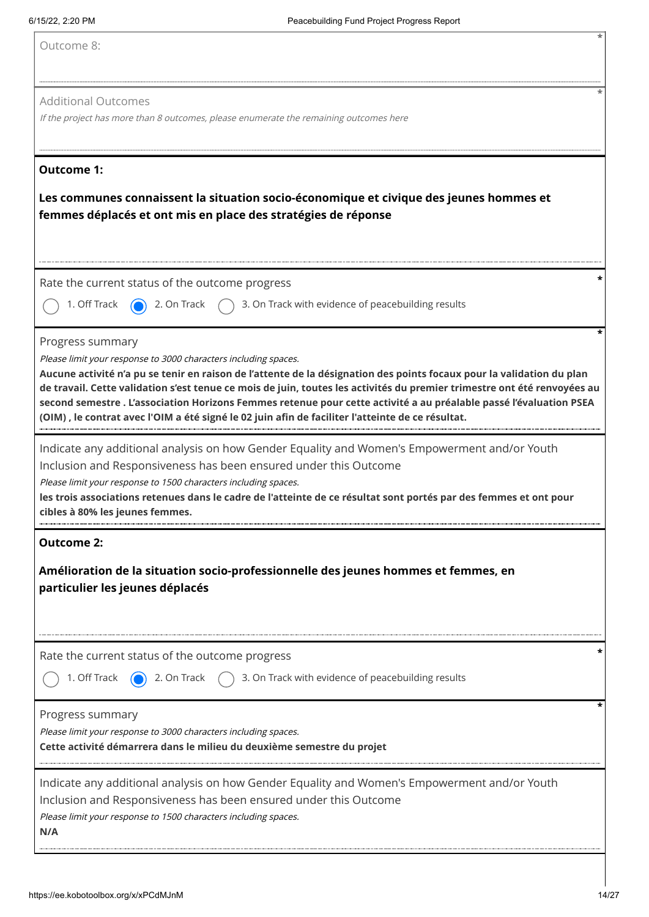Outcome 8:

Additional Outcomes

*If the project has more than 8 outcomes, please enumerate the remaining outcomes here*

**Outcome 1:**

**Les communes connaissent la situation socio-économique et civique des jeunes hommes et femmes déplacés et ont mis en place des stratégies de réponse**

Rate the current status of the outcome progress

- ○ 1. Off Track
- ◉ 2. On Track
- ○ 3. On Track with evidence of peacebuilding results

Progress summary

*Please limit your response to 3000 characters including spaces.*

**Aucune activité n'a pu se tenir en raison de l'attente de la désignation des points focaux pour la validation du plan de travail. Cette validation s'est tenue ce mois de juin, toutes les activités du premier trimestre ont été renvoyées au second semestre . L'association Horizons Femmes retenue pour cette activité a au préalable passé l'évaluation PSEA (OIM) , le contrat avec l'OIM a été signé le 02 juin afin de faciliter l'atteinte de ce résultat.**

Indicate any additional analysis on how Gender Equality and Women's Empowerment and/or Youth Inclusion and Responsiveness has been ensured under this Outcome

*Please limit your response to 1500 characters including spaces.*

**les trois associations retenues dans le cadre de l'atteinte de ce résultat sont portés par des femmes et ont pour cibles à 80% les jeunes femmes.**

**Outcome 2:**

**Amélioration de la situation socio-professionnelle des jeunes hommes et femmes, en particulier les jeunes déplacés**

Rate the current status of the outcome progress

- ○ 1. Off Track
- ◉ 2. On Track
- ○ 3. On Track with evidence of peacebuilding results

Progress summary

*Please limit your response to 3000 characters including spaces.*

**Cette activité démarrera dans le milieu du deuxième semestre du projet**

Indicate any additional analysis on how Gender Equality and Women's Empowerment and/or Youth Inclusion and Responsiveness has been ensured under this Outcome

*Please limit your response to 1500 characters including spaces.*

**N/A**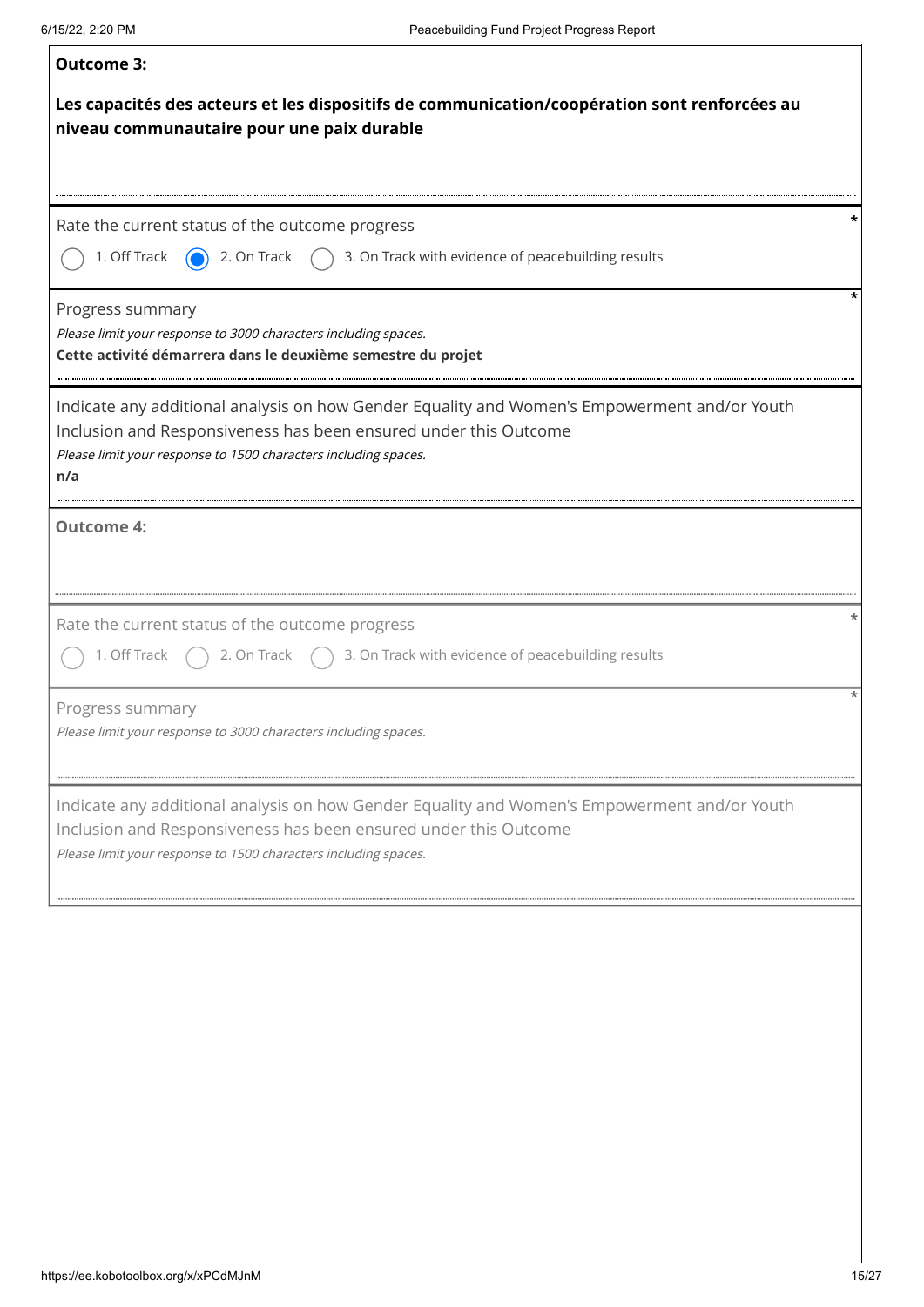**Outcome 3:**

**Les capacités des acteurs et les dispositifs de communication/coopération sont renforcées au niveau communautaire pour une paix durable**

Rate the current status of the outcome progress *

- ○ 1. Off Track
- ◉ 2. On Track
- ○ 3. On Track with evidence of peacebuilding results

Progress summary *

*Please limit your response to 3000 characters including spaces.*

**Cette activité démarrera dans le deuxième semestre du projet**

Indicate any additional analysis on how Gender Equality and Women's Empowerment and/or Youth Inclusion and Responsiveness has been ensured under this Outcome

*Please limit your response to 1500 characters including spaces.*

**n/a**

**Outcome 4:**

Rate the current status of the outcome progress *

- ○ 1. Off Track
- ○ 2. On Track
- ○ 3. On Track with evidence of peacebuilding results

Progress summary *

*Please limit your response to 3000 characters including spaces.*

Indicate any additional analysis on how Gender Equality and Women's Empowerment and/or Youth Inclusion and Responsiveness has been ensured under this Outcome

*Please limit your response to 1500 characters including spaces.*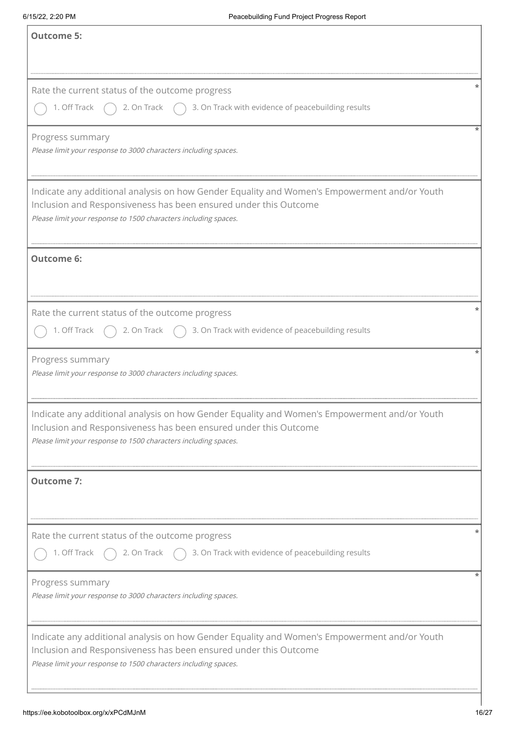**Outcome 5:**

Rate the current status of the outcome progress *

( ) 1. Off Track ( ) 2. On Track ( ) 3. On Track with evidence of peacebuilding results

Progress summary *

*Please limit your response to 3000 characters including spaces.*

Indicate any additional analysis on how Gender Equality and Women's Empowerment and/or Youth Inclusion and Responsiveness has been ensured under this Outcome

*Please limit your response to 1500 characters including spaces.*

**Outcome 6:**

Rate the current status of the outcome progress *

( ) 1. Off Track ( ) 2. On Track ( ) 3. On Track with evidence of peacebuilding results

Progress summary *

*Please limit your response to 3000 characters including spaces.*

Indicate any additional analysis on how Gender Equality and Women's Empowerment and/or Youth Inclusion and Responsiveness has been ensured under this Outcome

*Please limit your response to 1500 characters including spaces.*

**Outcome 7:**

Rate the current status of the outcome progress *

( ) 1. Off Track ( ) 2. On Track ( ) 3. On Track with evidence of peacebuilding results

Progress summary *

*Please limit your response to 3000 characters including spaces.*

Indicate any additional analysis on how Gender Equality and Women's Empowerment and/or Youth Inclusion and Responsiveness has been ensured under this Outcome

*Please limit your response to 1500 characters including spaces.*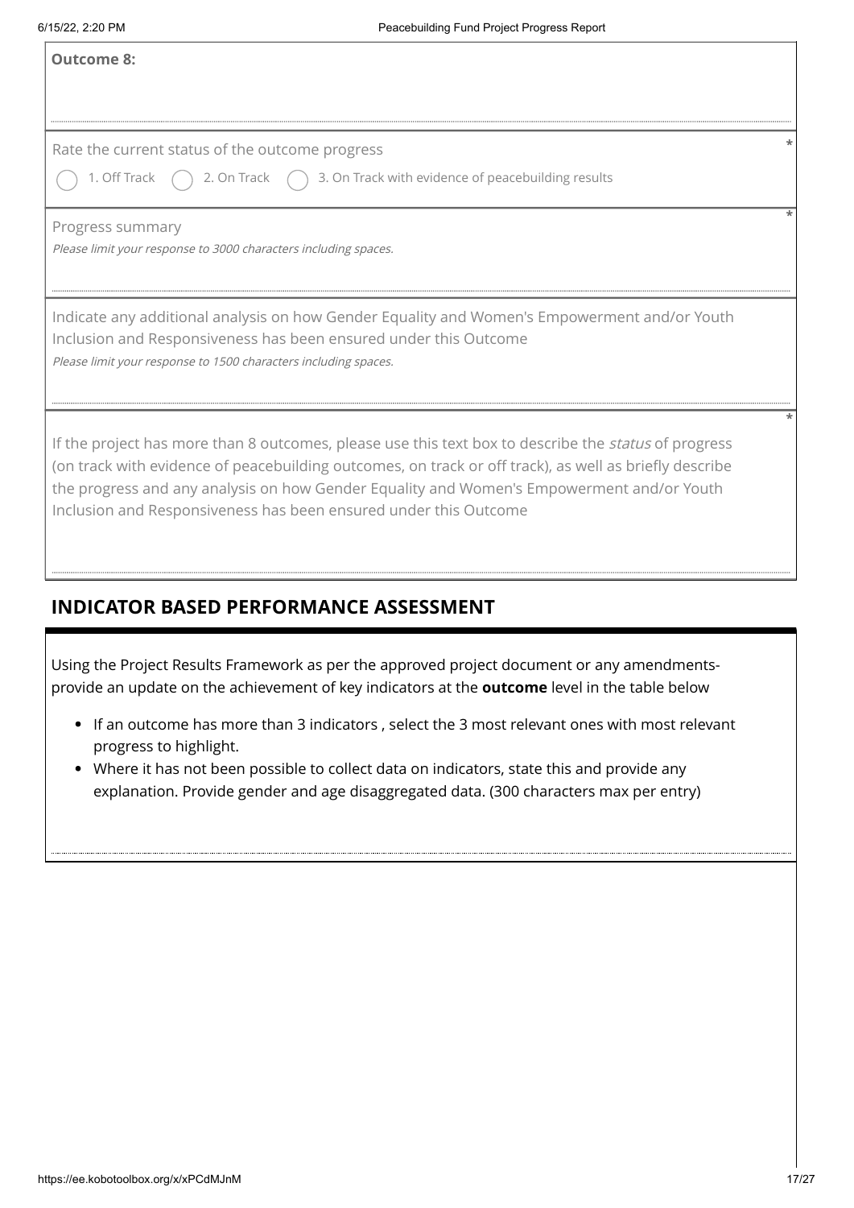**Outcome 8:**

Rate the current status of the outcome progress *

- ◯ 1. Off Track
- ◯ 2. On Track
- ◯ 3. On Track with evidence of peacebuilding results

Progress summary *

*Please limit your response to 3000 characters including spaces.*

Indicate any additional analysis on how Gender Equality and Women's Empowerment and/or Youth Inclusion and Responsiveness has been ensured under this Outcome

*Please limit your response to 1500 characters including spaces.*

If the project has more than 8 outcomes, please use this text box to describe the *status* of progress (on track with evidence of peacebuilding outcomes, on track or off track), as well as briefly describe the progress and any analysis on how Gender Equality and Women's Empowerment and/or Youth Inclusion and Responsiveness has been ensured under this Outcome *

## INDICATOR BASED PERFORMANCE ASSESSMENT

Using the Project Results Framework as per the approved project document or any amendments- provide an update on the achievement of key indicators at the **outcome** level in the table below

- If an outcome has more than 3 indicators , select the 3 most relevant ones with most relevant progress to highlight.
- Where it has not been possible to collect data on indicators, state this and provide any explanation. Provide gender and age disaggregated data. (300 characters max per entry)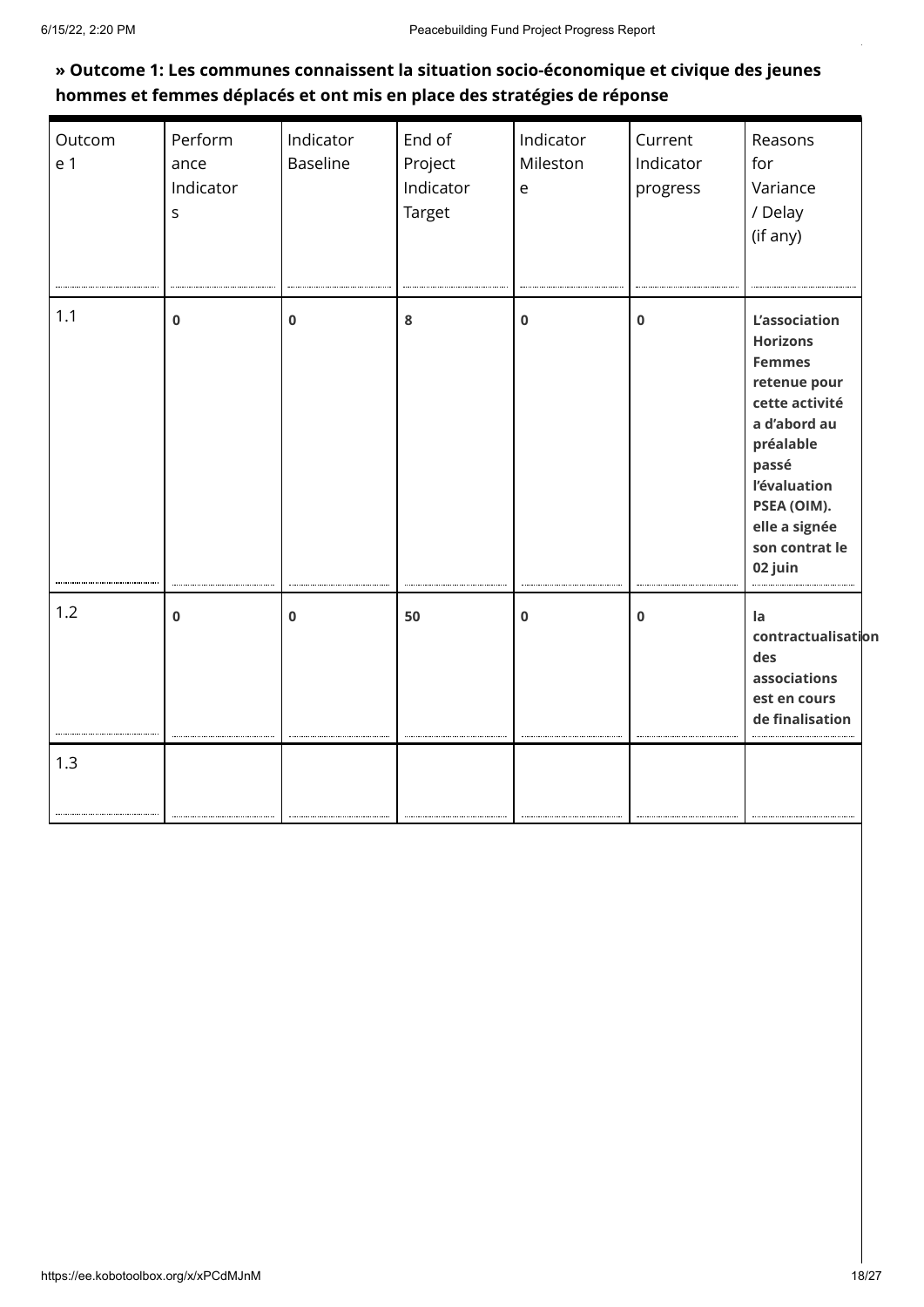**» Outcome 1: Les communes connaissent la situation socio-économique et civique des jeunes hommes et femmes déplacés et ont mis en place des stratégies de réponse**

| Outcome 1 | Performance Indicators | Indicator Baseline | End of Project Indicator Target | Indicator Milestone | Current Indicator progress | Reasons for Variance / Delay (if any) |
|---|---|---|---|---|---|---|
| 1.1 | **0** | **0** | **8** | **0** | **0** | **L'association Horizons Femmes retenue pour cette activité a d'abord au préalable passé l'évaluation PSEA (OIM). elle a signée son contrat le 02 juin** |
| 1.2 | **0** | **0** | **50** | **0** | **0** | **la contractualisation des associations est en cours de finalisation** |
| 1.3 | | | | | | |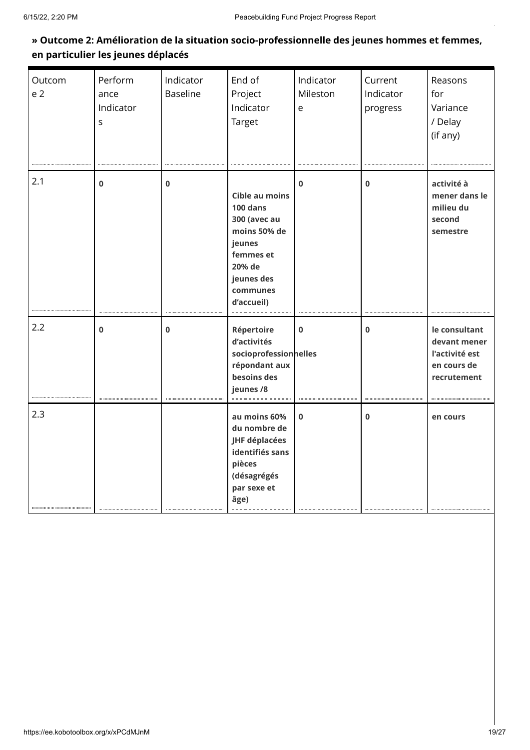### » Outcome 2: Amélioration de la situation socio-professionnelle des jeunes hommes et femmes, en particulier les jeunes déplacés

| Outcome 2 | Performance Indicators | Indicator Baseline | End of Project Indicator Target | Indicator Milestone | Current Indicator progress | Reasons for Variance / Delay (if any) |
|---|---|---|---|---|---|---|
| 2.1 | **0** | **0** | **Cible au moins 100 dans 300 (avec au moins 50% de jeunes femmes et 20% de jeunes des communes d'accueil)** | **0** | **0** | **activité à mener dans le milieu du second semestre** |
| 2.2 | **0** | **0** | **Répertoire d'activités socioprofessionnelles répondant aux besoins des jeunes /8** | **0** | **0** | **le consultant devant mener l'activité est en cours de recrutement** |
| 2.3 | | | **au moins 60% du nombre de JHF déplacées identifiés sans pièces (désagrégés par sexe et âge)** | **0** | **0** | **en cours** |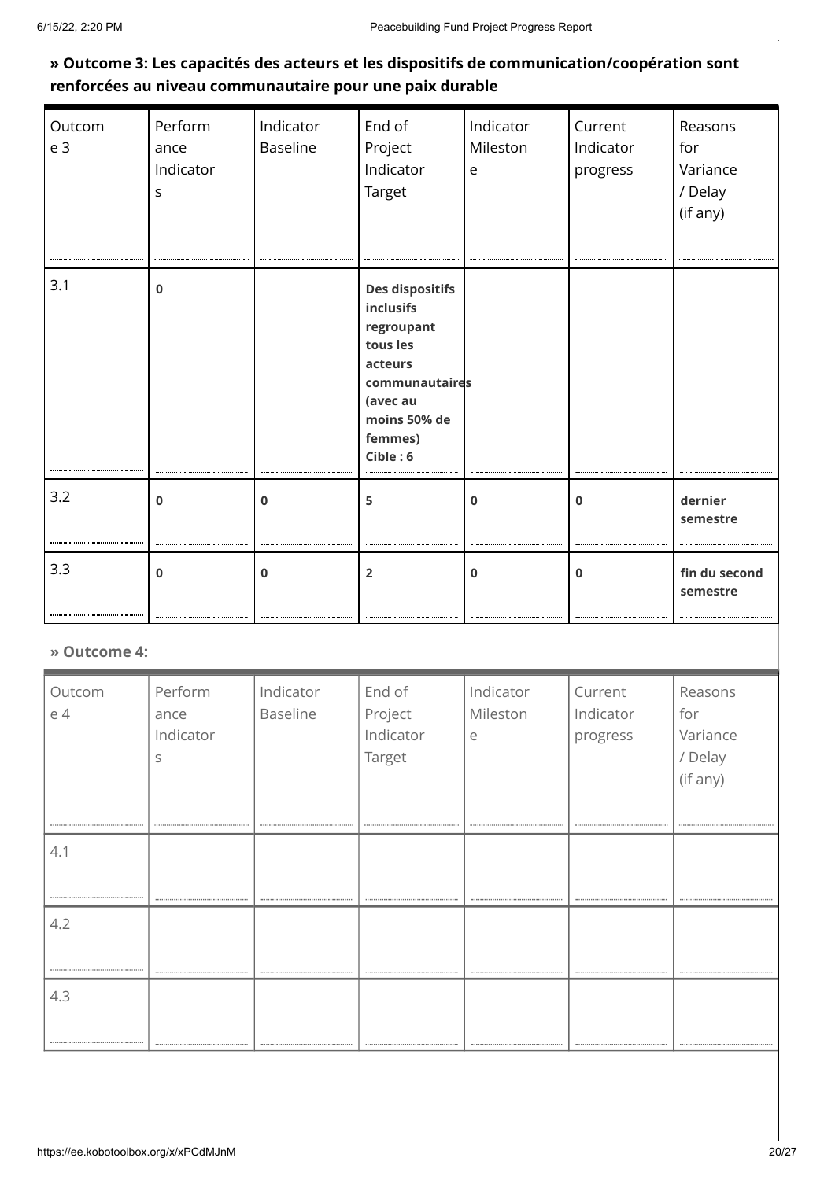**» Outcome 3: Les capacités des acteurs et les dispositifs de communication/coopération sont renforcées au niveau communautaire pour une paix durable**

| Outcome 3 | Performance Indicators | Indicator Baseline | End of Project Indicator Target | Indicator Milestone | Current Indicator progress | Reasons for Variance / Delay (if any) |
|---|---|---|---|---|---|---|
| 3.1 | **0** | | **Des dispositifs inclusifs regroupant tous les acteurs communautaires (avec au moins 50% de femmes) Cible : 6** | | | |
| 3.2 | **0** | **0** | **5** | **0** | **0** | **dernier semestre** |
| 3.3 | **0** | **0** | **2** | **0** | **0** | **fin du second semestre** |

**» Outcome 4:**

| Outcome 4 | Performance Indicators | Indicator Baseline | End of Project Indicator Target | Indicator Milestone | Current Indicator progress | Reasons for Variance / Delay (if any) |
|---|---|---|---|---|---|---|
| 4.1 | | | | | | |
| 4.2 | | | | | | |
| 4.3 | | | | | | |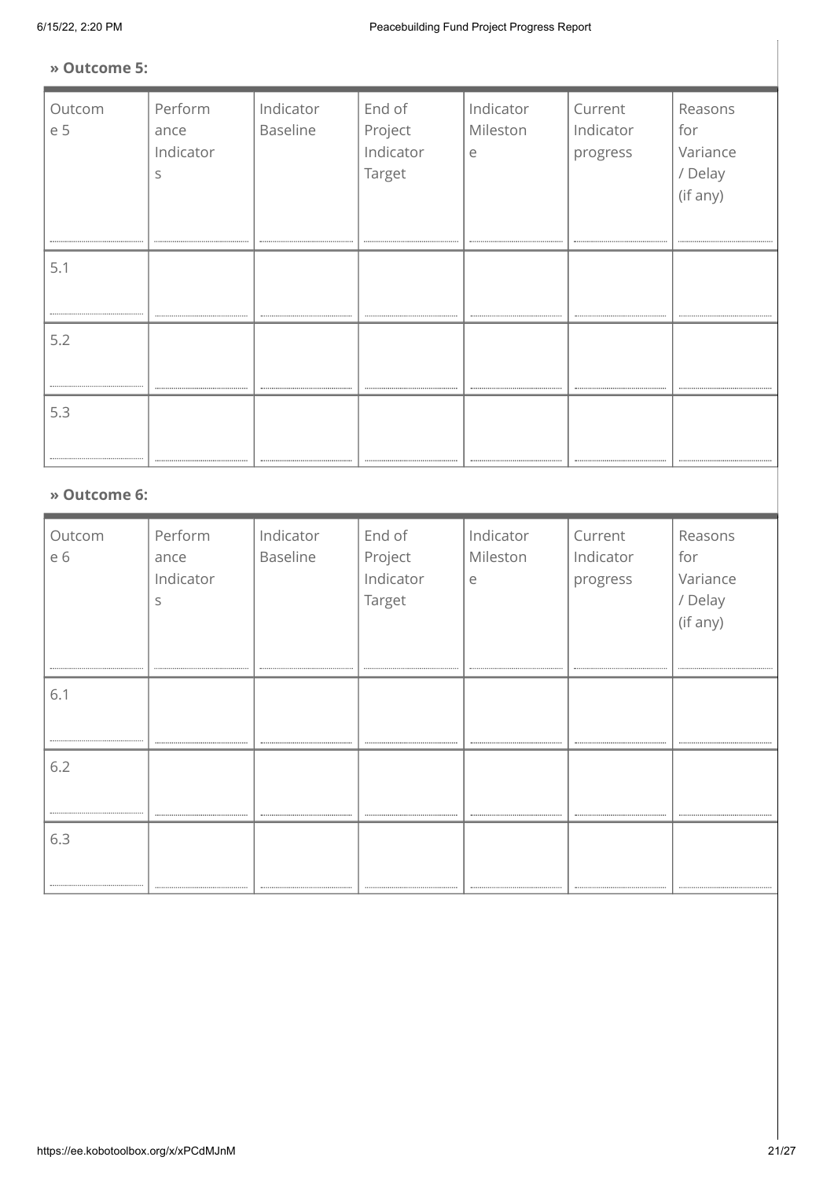**» Outcome 5:**

| Outcome 5 | Performance Indicators | Indicator Baseline | End of Project Indicator Target | Indicator Milestone | Current Indicator progress | Reasons for Variance / Delay (if any) |
|---|---|---|---|---|---|---|
| 5.1 | | | | | | |
| 5.2 | | | | | | |
| 5.3 | | | | | | |

**» Outcome 6:**

| Outcome 6 | Performance Indicators | Indicator Baseline | End of Project Indicator Target | Indicator Milestone | Current Indicator progress | Reasons for Variance / Delay (if any) |
|---|---|---|---|---|---|---|
| 6.1 | | | | | | |
| 6.2 | | | | | | |
| 6.3 | | | | | | |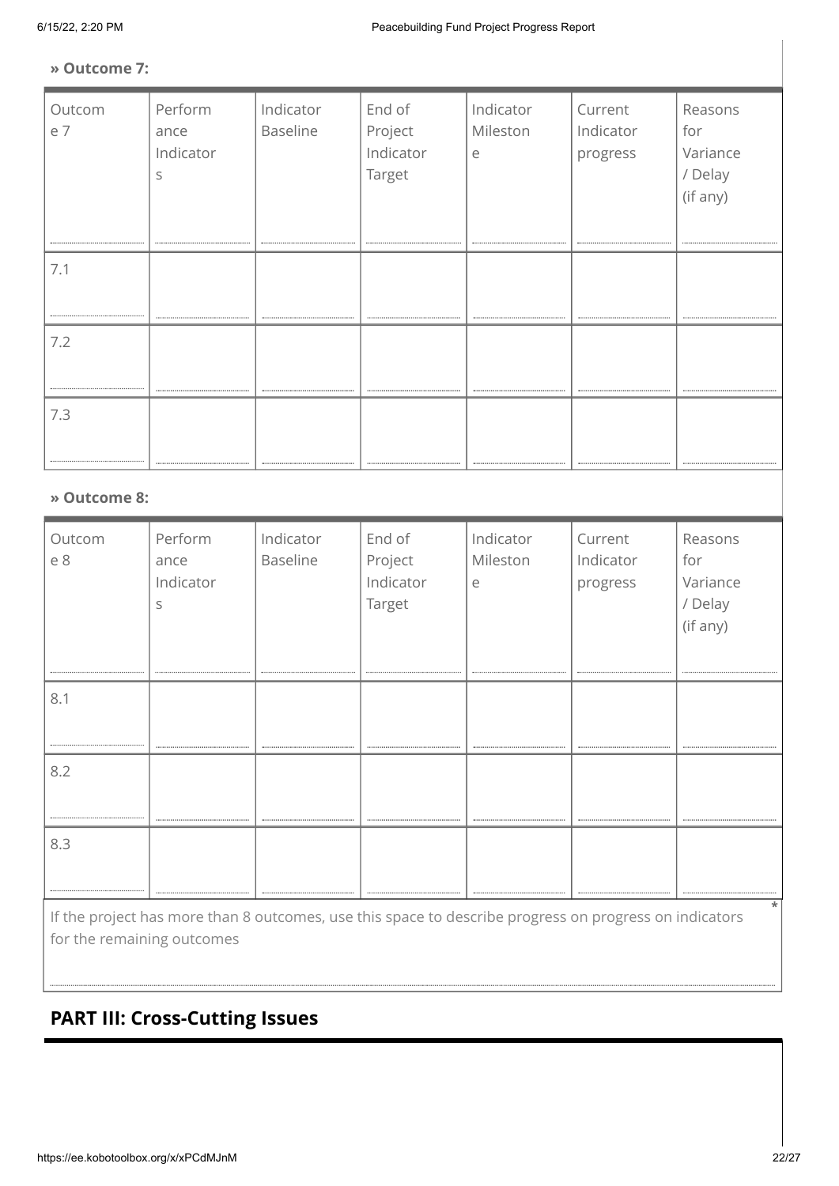**» Outcome 7:**

| Outcome 7 | Performance Indicators | Indicator Baseline | End of Project Indicator Target | Indicator Milestone | Current Indicator progress | Reasons for Variance / Delay (if any) |
|---|---|---|---|---|---|---|
| 7.1 | | | | | | |
| 7.2 | | | | | | |
| 7.3 | | | | | | |

**» Outcome 8:**

| Outcome 8 | Performance Indicators | Indicator Baseline | End of Project Indicator Target | Indicator Milestone | Current Indicator progress | Reasons for Variance / Delay (if any) |
|---|---|---|---|---|---|---|
| 8.1 | | | | | | |
| 8.2 | | | | | | |
| 8.3 | | | | | | |

If the project has more than 8 outcomes, use this space to describe progress on progress on indicators for the remaining outcomes *

## PART III: Cross-Cutting Issues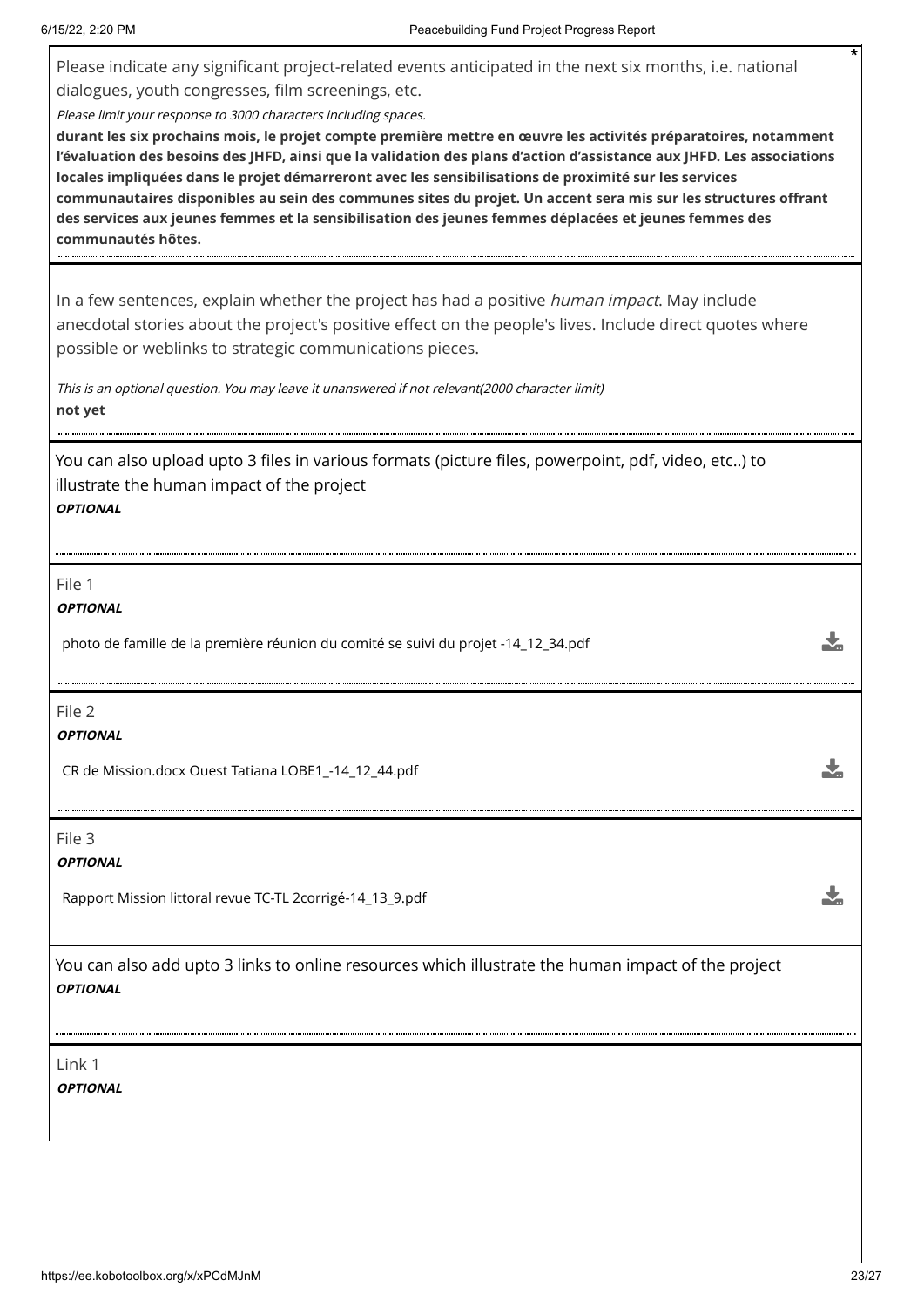Please indicate any significant project-related events anticipated in the next six months, i.e. national dialogues, youth congresses, film screenings, etc.

*Please limit your response to 3000 characters including spaces.*

**durant les six prochains mois, le projet compte première mettre en œuvre les activités préparatoires, notamment l'évaluation des besoins des JHFD, ainsi que la validation des plans d'action d'assistance aux JHFD. Les associations locales impliquées dans le projet démarreront avec les sensibilisations de proximité sur les services communautaires disponibles au sein des communes sites du projet. Un accent sera mis sur les structures offrant des services aux jeunes femmes et la sensibilisation des jeunes femmes déplacées et jeunes femmes des communautés hôtes.**

---

In a few sentences, explain whether the project has had a positive *human impact*. May include anecdotal stories about the project's positive effect on the people's lives. Include direct quotes where possible or weblinks to strategic communications pieces.

*This is an optional question. You may leave it unanswered if not relevant(2000 character limit)*

**not yet**

---

You can also upload upto 3 files in various formats (picture files, powerpoint, pdf, video, etc..) to illustrate the human impact of the project

***OPTIONAL***

---

File 1

***OPTIONAL***

photo de famille de la première réunion du comité se suivi du projet -14_12_34.pdf

---

File 2

***OPTIONAL***

CR de Mission.docx Ouest Tatiana LOBE1_-14_12_44.pdf

---

File 3

***OPTIONAL***

Rapport Mission littoral revue TC-TL 2corrigé-14_13_9.pdf

---

You can also add upto 3 links to online resources which illustrate the human impact of the project

***OPTIONAL***

---

Link 1

***OPTIONAL***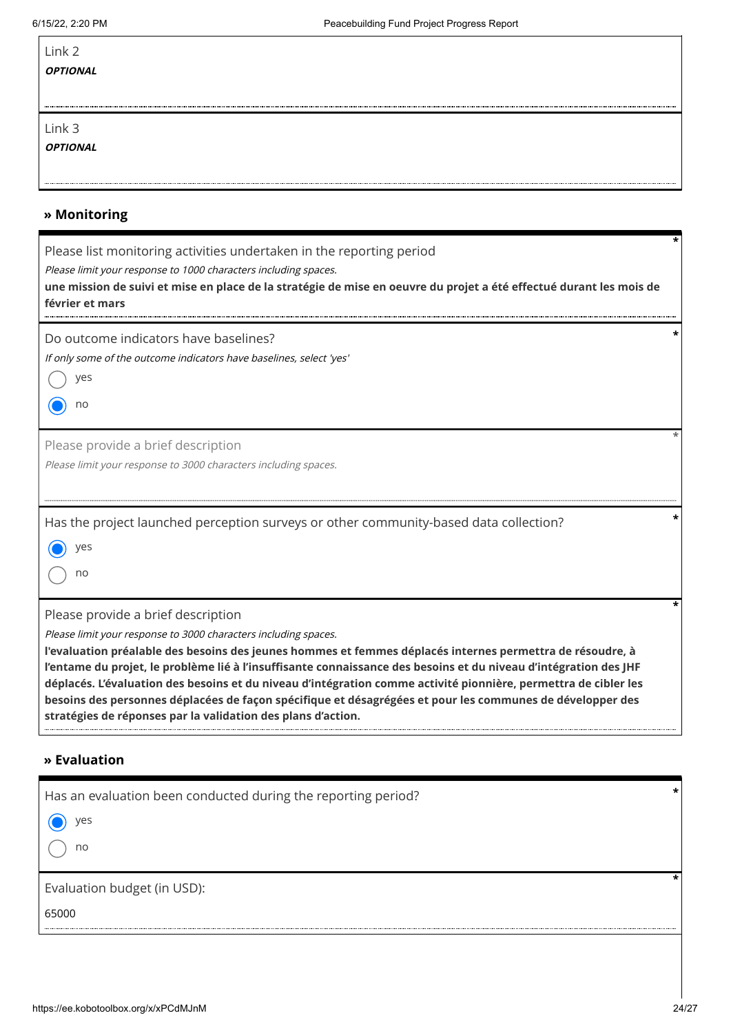Link 2

***OPTIONAL***

Link 3

***OPTIONAL***

## » Monitoring

Please list monitoring activities undertaken in the reporting period *

*Please limit your response to 1000 characters including spaces.*

**une mission de suivi et mise en place de la stratégie de mise en oeuvre du projet a été effectué durant les mois de février et mars**

Do outcome indicators have baselines? *

*If only some of the outcome indicators have baselines, select 'yes'*

- ◯ yes
- ◉ no

Please provide a brief description *

*Please limit your response to 3000 characters including spaces.*

Has the project launched perception surveys or other community-based data collection? *

- ◉ yes
- ◯ no

Please provide a brief description *

*Please limit your response to 3000 characters including spaces.*

**l'evaluation préalable des besoins des jeunes hommes et femmes déplacés internes permettra de résoudre, à l'entame du projet, le problème lié à l'insuffisante connaissance des besoins et du niveau d'intégration des JHF déplacés. L'évaluation des besoins et du niveau d'intégration comme activité pionnière, permettra de cibler les besoins des personnes déplacées de façon spécifique et désagrégées et pour les communes de développer des stratégies de réponses par la validation des plans d'action.**

## » Evaluation

Has an evaluation been conducted during the reporting period? *

- ◉ yes
- ◯ no

Evaluation budget (in USD): *

65000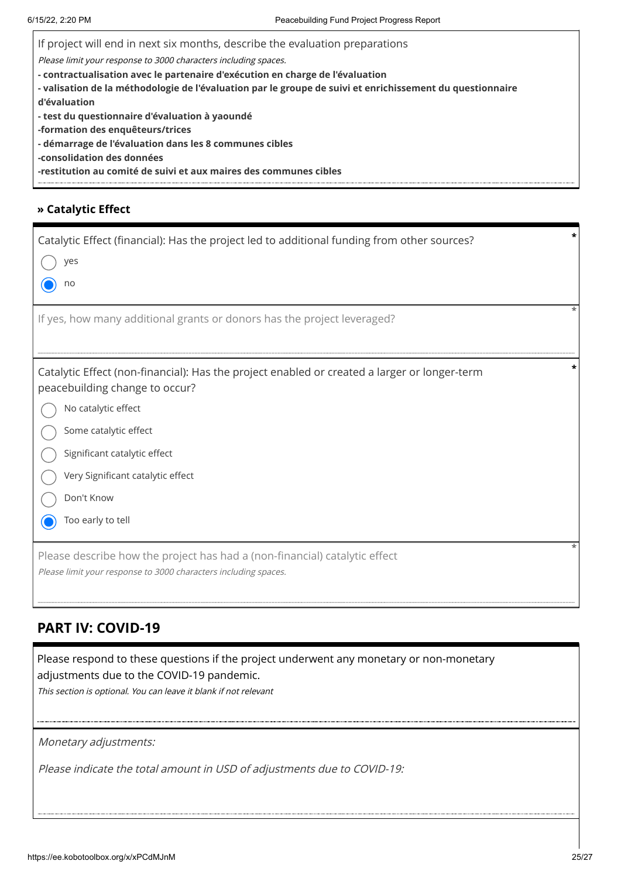If project will end in next six months, describe the evaluation preparations

*Please limit your response to 3000 characters including spaces.*

**- contractualisation avec le partenaire d'exécution en charge de l'évaluation**
**- valisation de la méthodologie de l'évaluation par le groupe de suivi et enrichissement du questionnaire d'évaluation**
**- test du questionnaire d'évaluation à yaoundé**
**-formation des enquêteurs/trices**
**- démarrage de l'évaluation dans les 8 communes cibles**
**-consolidation des données**
**-restitution au comité de suivi et aux maires des communes cibles**

### » Catalytic Effect

Catalytic Effect (financial): Has the project led to additional funding from other sources? *

- ◯ yes
- ◉ no

If yes, how many additional grants or donors has the project leveraged? *

Catalytic Effect (non-financial): Has the project enabled or created a larger or longer-term peacebuilding change to occur? *

- ◯ No catalytic effect
- ◯ Some catalytic effect
- ◯ Significant catalytic effect
- ◯ Very Significant catalytic effect
- ◯ Don't Know
- ◉ Too early to tell

Please describe how the project has had a (non-financial) catalytic effect *

*Please limit your response to 3000 characters including spaces.*

## PART IV: COVID-19

Please respond to these questions if the project underwent any monetary or non-monetary adjustments due to the COVID-19 pandemic.

*This section is optional. You can leave it blank if not relevant*

*Monetary adjustments:*

*Please indicate the total amount in USD of adjustments due to COVID-19:*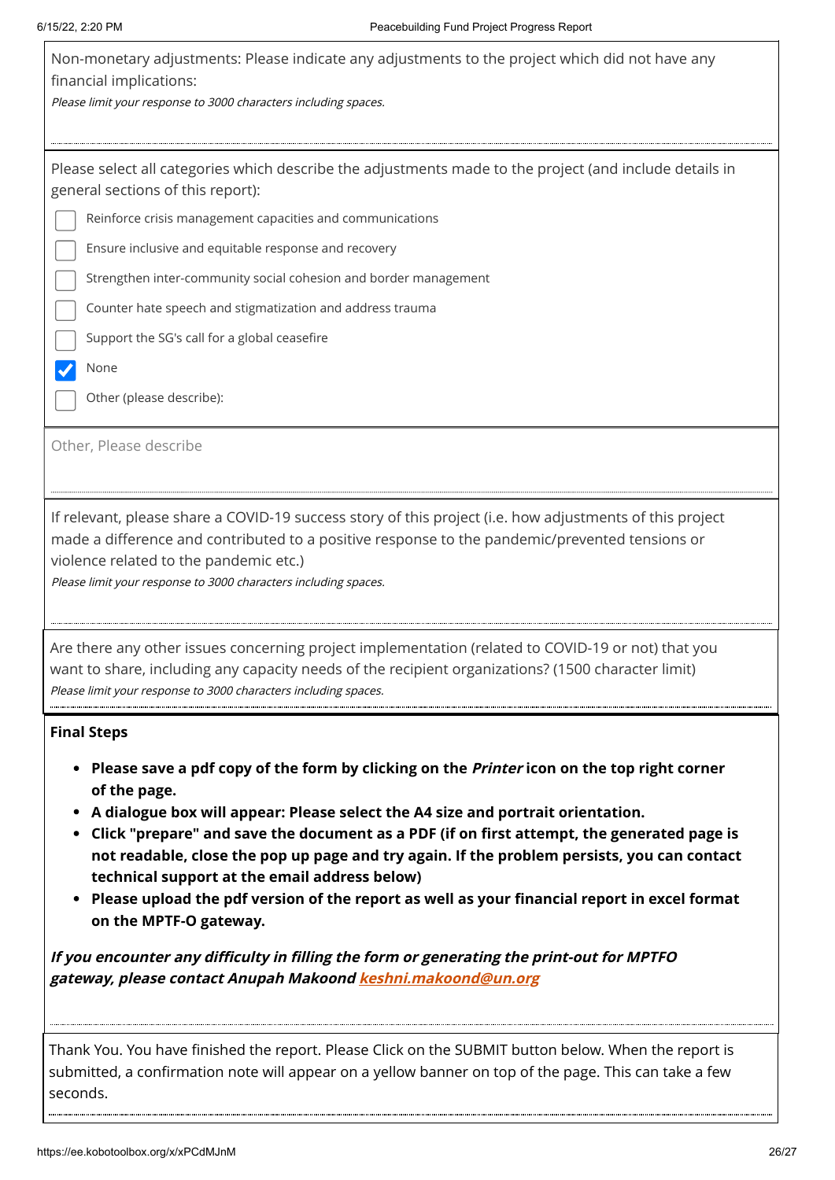Non-monetary adjustments: Please indicate any adjustments to the project which did not have any financial implications:

*Please limit your response to 3000 characters including spaces.*

Please select all categories which describe the adjustments made to the project (and include details in general sections of this report):

- [ ] Reinforce crisis management capacities and communications
- [ ] Ensure inclusive and equitable response and recovery
- [ ] Strengthen inter-community social cohesion and border management
- [ ] Counter hate speech and stigmatization and address trauma
- [ ] Support the SG's call for a global ceasefire
- [x] None
- [ ] Other (please describe):

Other, Please describe

If relevant, please share a COVID-19 success story of this project (i.e. how adjustments of this project made a difference and contributed to a positive response to the pandemic/prevented tensions or violence related to the pandemic etc.)

*Please limit your response to 3000 characters including spaces.*

Are there any other issues concerning project implementation (related to COVID-19 or not) that you want to share, including any capacity needs of the recipient organizations? (1500 character limit)

*Please limit your response to 3000 characters including spaces.*

**Final Steps**

- **Please save a pdf copy of the form by clicking on the *Printer* icon on the top right corner of the page.**
- **A dialogue box will appear: Please select the A4 size and portrait orientation.**
- **Click "prepare" and save the document as a PDF (if on first attempt, the generated page is not readable, close the pop up page and try again. If the problem persists, you can contact technical support at the email address below)**
- **Please upload the pdf version of the report as well as your financial report in excel format on the MPTF-O gateway.**

***If you encounter any difficulty in filling the form or generating the print-out for MPTFO gateway, please contact Anupah Makoond keshni.makoond@un.org***

Thank You. You have finished the report. Please Click on the SUBMIT button below. When the report is submitted, a confirmation note will appear on a yellow banner on top of the page. This can take a few seconds.